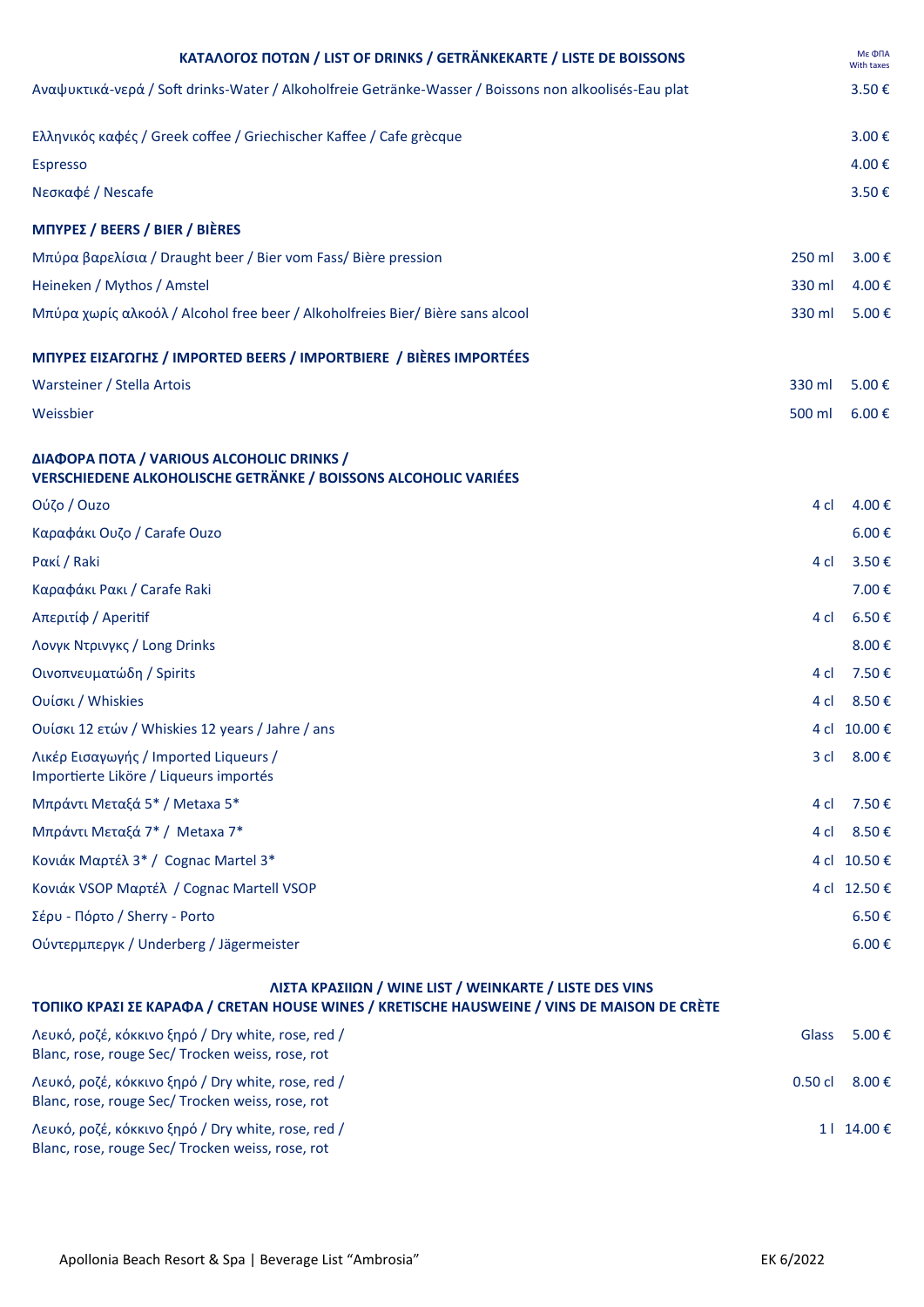# ΚΑΤΑΛΟΓΟΣ ΠΟΤΩΝ / LIST OF DRINKS / GETRÄNKEKARTE / LISTE DE BOISSONS

| | | Με ΦΠΑ With taxes |
|---|---|---|
| Αναψυκτικά-νερά / Soft drinks-Water / Alkoholfreie Getränke-Wasser / Boissons non alkoolisés-Eau plat | | 3.50 € |
| Ελληνικός καφές / Greek coffee / Griechischer Kaffee / Cafe grècque | | 3.00 € |
| Espresso | | 4.00 € |
| Νεσκαφέ / Nescafe | | 3.50 € |

## ΜΠΥΡΕΣ / BEERS / BIER / BIÈRES

| | | |
|---|---|---|
| Μπύρα βαρελίσια / Draught beer / Bier vom Fass/ Bière pression | 250 ml | 3.00 € |
| Heineken / Mythos / Amstel | 330 ml | 4.00 € |
| Μπύρα χωρίς αλκοόλ / Alcohol free beer / Alkoholfreies Bier/ Bière sans alcool | 330 ml | 5.00 € |

## ΜΠΥΡΕΣ ΕΙΣΑΓΩΓΗΣ / IMPORTED BEERS / IMPORTBIERE / BIÈRES IMPORTÉES

| | | |
|---|---|---|
| Warsteiner / Stella Artois | 330 ml | 5.00 € |
| Weissbier | 500 ml | 6.00 € |

## ΔΙΑΦΟΡΑ ΠΟΤΑ / VARIOUS ALCOHOLIC DRINKS / VERSCHIEDENE ALKOHOLISCHE GETRÄNKE / BOISSONS ALCOHOLIC VARIÉES

| | | |
|---|---|---|
| Ούζο / Ouzo | 4 cl | 4.00 € |
| Καραφάκι Ουζο / Carafe Ouzo | | 6.00 € |
| Ρακί / Raki | 4 cl | 3.50 € |
| Καραφάκι Ρακι / Carafe Raki | | 7.00 € |
| Απεριτίφ / Aperitif | 4 cl | 6.50 € |
| Λονγκ Ντρινγκς / Long Drinks | | 8.00 € |
| Οινοπνευματώδη / Spirits | 4 cl | 7.50 € |
| Ουίσκι / Whiskies | 4 cl | 8.50 € |
| Ουίσκι 12 ετών / Whiskies 12 years / Jahre / ans | 4 cl | 10.00 € |
| Λικέρ Εισαγωγής / Imported Liqueurs / Importierte Liköre / Liqueurs importés | 3 cl | 8.00 € |
| Μπράντι Μεταξά 5* / Metaxa 5* | 4 cl | 7.50 € |
| Μπράντι Μεταξά 7* / Metaxa 7* | 4 cl | 8.50 € |
| Κονιάκ Μαρτέλ 3* / Cognac Martel 3* | 4 cl | 10.50 € |
| Κονιάκ VSOP Μαρτέλ / Cognac Martell VSOP | 4 cl | 12.50 € |
| Σέρυ - Πόρτο / Sherry - Porto | | 6.50 € |
| Ούντερμπεργκ / Underberg / Jägermeister | | 6.00 € |

## ΛΙΣΤΑ ΚΡΑΣΙΩΝ / WINE LIST / WEINKARTE / LISTE DES VINS
### ΤΟΠΙΚΟ ΚΡΑΣΙ ΣΕ ΚΑΡΑΦΑ / CRETAN HOUSE WINES / KRETISCHE HAUSWEINE / VINS DE MAISON DE CRÈTE

| | | |
|---|---|---|
| Λευκό, ροζέ, κόκκινο ξηρό / Dry white, rose, red / Blanc, rose, rouge Sec/ Trocken weiss, rose, rot | Glass | 5.00 € |
| Λευκό, ροζέ, κόκκινο ξηρό / Dry white, rose, red / Blanc, rose, rouge Sec/ Trocken weiss, rose, rot | 0.50 cl | 8.00 € |
| Λευκό, ροζέ, κόκκινο ξηρό / Dry white, rose, red / Blanc, rose, rouge Sec/ Trocken weiss, rose, rot | 1 l | 14.00 € |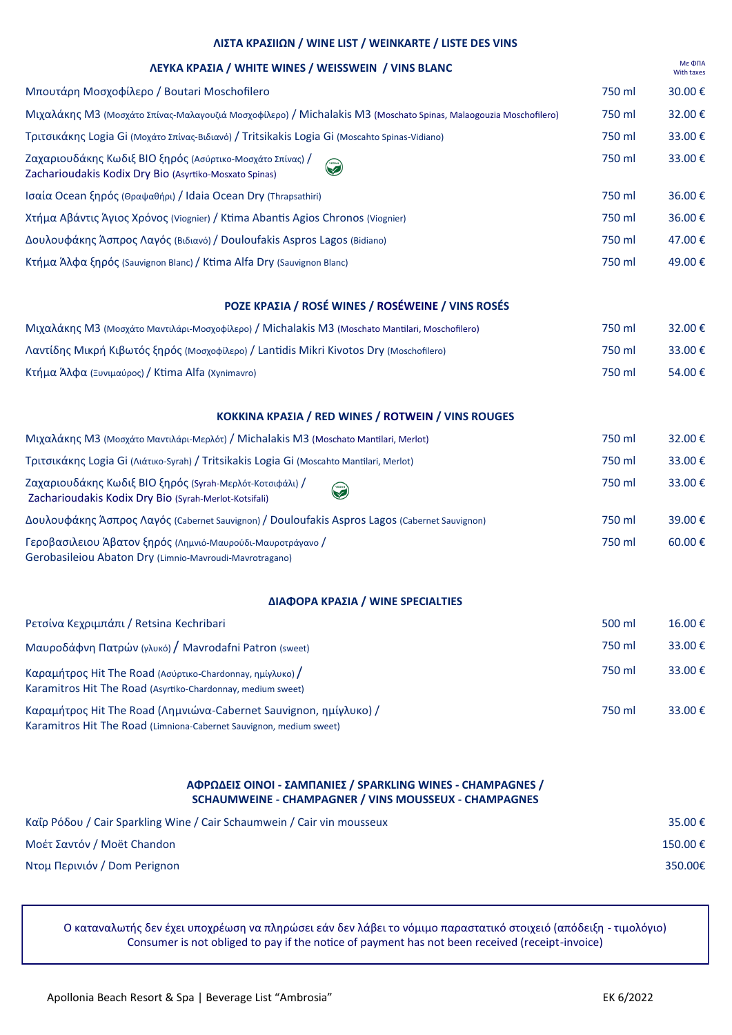## ΛΙΣΤΑ ΚΡΑΣΙΩΝ / WINE LIST / WEINKARTE / LISTE DES VINS

### ΛΕΥΚΑ ΚΡΑΣΙΑ / WHITE WINES / WEISSWEIN / VINS BLANC

| | | Με ΦΠΑ With taxes |
|---|---|---|
| Μπουτάρη Μοσχοφίλερο / Boutari Moschofilero | 750 ml | 30.00 € |
| Μιχαλάκης Μ3 (Μοσχάτο Σπίνας-Μαλαγουζιά Μοσχοφίλερο) / Michalakis M3 (Moschato Spinas, Malaogouzia Moschofilero) | 750 ml | 32.00 € |
| Τριτσικάκης Logia Gi (Μοχάτο Σπίνας-Βιδιανό) / Tritsikakis Logia Gi (Moscahto Spinas-Vidiano) | 750 ml | 33.00 € |
| Ζαχαριουδάκης Κωδιξ ΒΙΟ ξηρός (Ασύρτικο-Μοσχάτο Σπίνας) / Zacharioudakis Kodix Dry Bio (Asyrtiko-Mosxato Spinas) | 750 ml | 33.00 € |
| Ισαία Ocean ξηρός (Θραψαθήρι) / Idaia Ocean Dry (Thrapsathiri) | 750 ml | 36.00 € |
| Χτήμα Αβάντις Άγιος Χρόνος (Viognier) / Ktima Abantis Agios Chronos (Viognier) | 750 ml | 36.00 € |
| Δουλουφάκης Άσπρος Λαγός (Βιδιανό) / Douloufakis Aspros Lagos (Bidiano) | 750 ml | 47.00 € |
| Κτήμα Άλφα ξηρός (Sauvignon Blanc) / Ktima Alfa Dry (Sauvignon Blanc) | 750 ml | 49.00 € |

### ΡΟΖΕ ΚΡΑΣΙΑ / ROSÉ WINES / ROSÉWEINE / VINS ROSÉS

| | | |
|---|---|---|
| Μιχαλάκης Μ3 (Μοσχάτο Μαντιλάρι-Μοσχοφίλερο) / Michalakis M3 (Moschato Mantilari, Moschofilero) | 750 ml | 32.00 € |
| Λαντίδης Μικρή Κιβωτός ξηρός (Μοσχοφίλερο) / Lantidis Mikri Kivotos Dry (Moschofilero) | 750 ml | 33.00 € |
| Κτήμα Άλφα (Ξυνιμαύρος) / Ktima Alfa (Xynimavro) | 750 ml | 54.00 € |

### ΚΟΚΚΙΝΑ ΚΡΑΣΙΑ / RED WINES / ROTWEIN / VINS ROUGES

| | | |
|---|---|---|
| Μιχαλάκης Μ3 (Μοσχάτο Μαντιλάρι-Μερλότ) / Michalakis M3 (Moschato Mantilari, Merlot) | 750 ml | 32.00 € |
| Τριτσικάκης Logia Gi (Λιάτικο-Syrah) / Tritsikakis Logia Gi (Moscahto Mantilari, Merlot) | 750 ml | 33.00 € |
| Ζαχαριουδάκης Κωδιξ ΒΙΟ ξηρός (Syrah-Μερλότ-Κοτσιφάλι) / Zacharioudakis Kodix Dry Bio (Syrah-Merlot-Kotsifali) | 750 ml | 33.00 € |
| Δουλουφάκης Άσπρος Λαγός (Cabernet Sauvignon) / Douloufakis Aspros Lagos (Cabernet Sauvignon) | 750 ml | 39.00 € |
| Γεροβασιλειου Άβατον ξηρός (Λημνιό-Μαυρούδι-Μαυροτράγανο) / Gerobasileiou Abaton Dry (Limnio-Mavroudi-Mavrotragano) | 750 ml | 60.00 € |

### ΔΙΑΦΟΡΑ ΚΡΑΣΙΑ / WINE SPECIALTIES

| | | |
|---|---|---|
| Ρετσίνα Κεχριμπάπι / Retsina Kechribari | 500 ml | 16.00 € |
| Μαυροδάφνη Πατρών (γλυκό) / Mavrodafni Patron (sweet) | 750 ml | 33.00 € |
| Καραμήτρος Hit The Road (Ασύρτικο-Chardonnay, ημίγλυκο) / Karamitros Hit The Road (Asyrtiko-Chardonnay, medium sweet) | 750 ml | 33.00 € |
| Καραμήτρος Hit The Road (Λημνιώνα-Cabernet Sauvignon, ημίγλυκο) / Karamitros Hit The Road (Limniona-Cabernet Sauvignon, medium sweet) | 750 ml | 33.00 € |

### ΑΦΡΩΔΕΙΣ ΟΙΝΟΙ - ΣΑΜΠΑΝΙΕΣ / SPARKLING WINES - CHAMPAGNES / SCHAUMWEINE - CHAMPAGNER / VINS MOUSSEUX - CHAMPAGNES

| | |
|---|---|
| Καΐρ Ρόδου / Cair Sparkling Wine / Cair Schaumwein / Cair vin mousseux | 35.00 € |
| Μοέτ Σαντόν / Moët Chandon | 150.00 € |
| Ντομ Περινιόν / Dom Perignon | 350.00€ |

Ο καταναλωτής δεν έχει υποχρέωση να πληρώσει εάν δεν λάβει το νόμιμο παραστατικό στοιχειό (απόδειξη - τιμολόγιο)
Consumer is not obliged to pay if the notice of payment has not been received (receipt-invoice)

Apollonia Beach Resort & Spa | Beverage List "Ambrosia" EK 6/2022